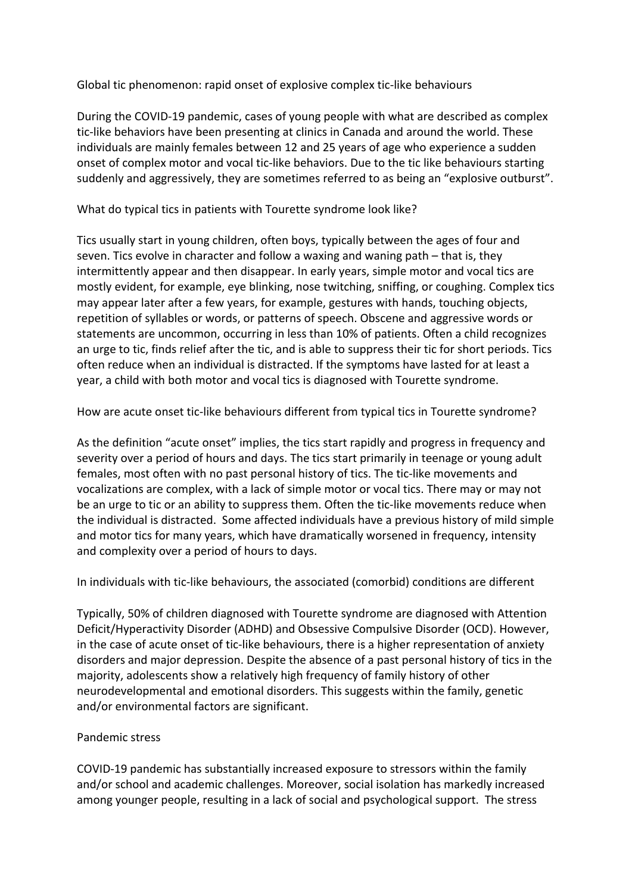# Global tic phenomenon: rapid onset of explosive complex tic-like behaviours

During the COVID-19 pandemic, cases of young people with what are described as complex tic-like behaviors have been presenting at clinics in Canada and around the world. These individuals are mainly females between 12 and 25 years of age who experience a sudden onset of complex motor and vocal tic-like behaviors. Due to the tic like behaviours starting suddenly and aggressively, they are sometimes referred to as being an "explosive outburst".

## What do typical tics in patients with Tourette syndrome look like?

Tics usually start in young children, often boys, typically between the ages of four and seven. Tics evolve in character and follow a waxing and waning path – that is, they intermittently appear and then disappear. In early years, simple motor and vocal tics are mostly evident, for example, eye blinking, nose twitching, sniffing, or coughing. Complex tics may appear later after a few years, for example, gestures with hands, touching objects, repetition of syllables or words, or patterns of speech. Obscene and aggressive words or statements are uncommon, occurring in less than 10% of patients. Often a child recognizes an urge to tic, finds relief after the tic, and is able to suppress their tic for short periods. Tics often reduce when an individual is distracted. If the symptoms have lasted for at least a year, a child with both motor and vocal tics is diagnosed with Tourette syndrome.

## How are acute onset tic-like behaviours different from typical tics in Tourette syndrome?

As the definition "acute onset" implies, the tics start rapidly and progress in frequency and severity over a period of hours and days. The tics start primarily in teenage or young adult females, most often with no past personal history of tics. The tic-like movements and vocalizations are complex, with a lack of simple motor or vocal tics. There may or may not be an urge to tic or an ability to suppress them. Often the tic-like movements reduce when the individual is distracted. Some affected individuals have a previous history of mild simple and motor tics for many years, which have dramatically worsened in frequency, intensity and complexity over a period of hours to days.

## In individuals with tic-like behaviours, the associated (comorbid) conditions are different

Typically, 50% of children diagnosed with Tourette syndrome are diagnosed with Attention Deficit/Hyperactivity Disorder (ADHD) and Obsessive Compulsive Disorder (OCD). However, in the case of acute onset of tic-like behaviours, there is a higher representation of anxiety disorders and major depression. Despite the absence of a past personal history of tics in the majority, adolescents show a relatively high frequency of family history of other neurodevelopmental and emotional disorders. This suggests within the family, genetic and/or environmental factors are significant.

## Pandemic stress

COVID-19 pandemic has substantially increased exposure to stressors within the family and/or school and academic challenges. Moreover, social isolation has markedly increased among younger people, resulting in a lack of social and psychological support. The stress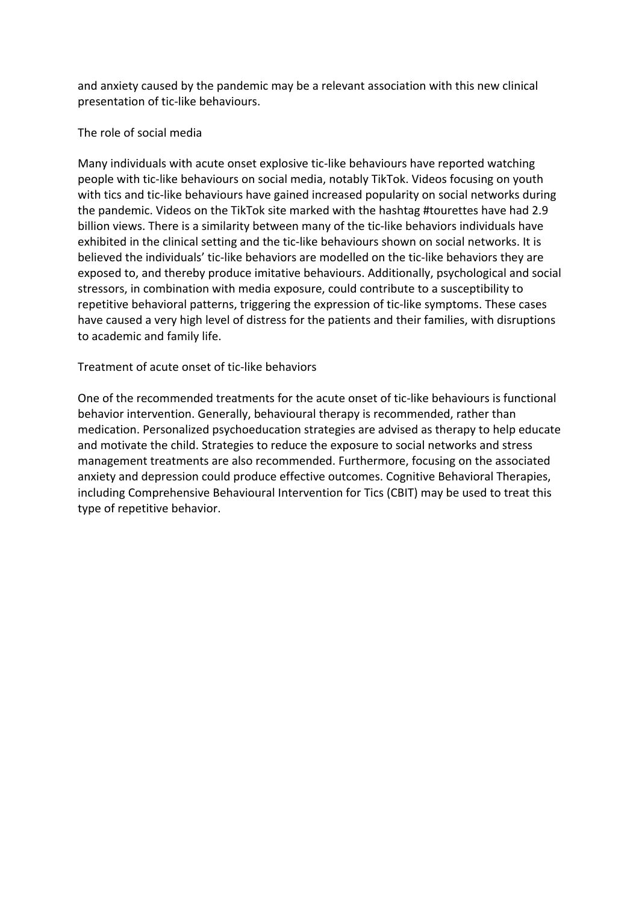and anxiety caused by the pandemic may be a relevant association with this new clinical presentation of tic-like behaviours.

## The role of social media

Many individuals with acute onset explosive tic-like behaviours have reported watching people with tic-like behaviours on social media, notably TikTok. Videos focusing on youth with tics and tic-like behaviours have gained increased popularity on social networks during the pandemic. Videos on the TikTok site marked with the hashtag #tourettes have had 2.9 billion views. There is a similarity between many of the tic-like behaviors individuals have exhibited in the clinical setting and the tic-like behaviours shown on social networks. It is believed the individuals' tic-like behaviors are modelled on the tic-like behaviors they are exposed to, and thereby produce imitative behaviours. Additionally, psychological and social stressors, in combination with media exposure, could contribute to a susceptibility to repetitive behavioral patterns, triggering the expression of tic-like symptoms. These cases have caused a very high level of distress for the patients and their families, with disruptions to academic and family life.

## Treatment of acute onset of tic-like behaviors

One of the recommended treatments for the acute onset of tic-like behaviours is functional behavior intervention. Generally, behavioural therapy is recommended, rather than medication. Personalized psychoeducation strategies are advised as therapy to help educate and motivate the child. Strategies to reduce the exposure to social networks and stress management treatments are also recommended. Furthermore, focusing on the associated anxiety and depression could produce effective outcomes. Cognitive Behavioral Therapies, including Comprehensive Behavioural Intervention for Tics (CBIT) may be used to treat this type of repetitive behavior.